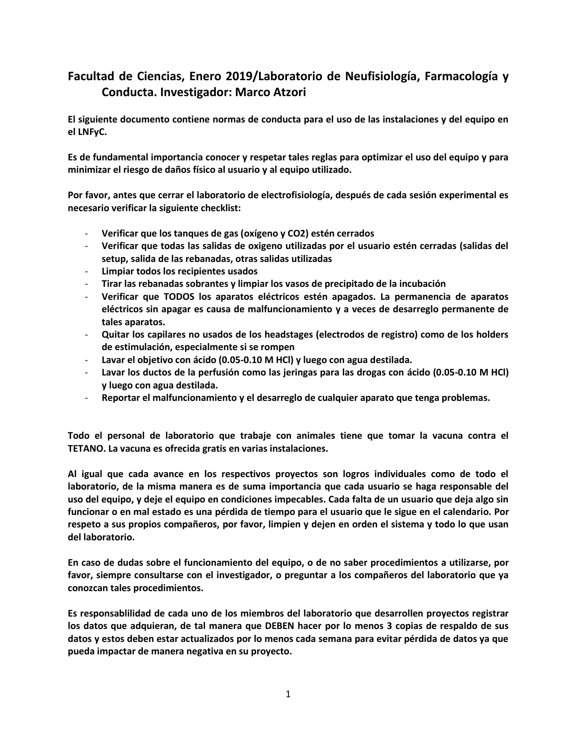# Facultad de Ciencias, Enero 2019/Laboratorio de Neufisiología, Farmacología y Conducta. Investigador: Marco Atzori

**El siguiente documento contiene normas de conducta para el uso de las instalaciones y del equipo en el LNFyC.**

**Es de fundamental importancia conocer y respetar tales reglas para optimizar el uso del equipo y para minimizar el riesgo de daños físico al usuario y al equipo utilizado.**

**Por favor, antes que cerrar el laboratorio de electrofisiología, después de cada sesión experimental es necesario verificar la siguiente checklist:**

- **Verificar que los tanques de gas (oxígeno y $CO_2$) estén cerrados**
- **Verificar que todas las salidas de oxigeno utilizadas por el usuario estén cerradas (salidas del setup, salida de las rebanadas, otras salidas utilizadas**
- **Limpiar todos los recipientes usados**
- **Tirar las rebanadas sobrantes y limpiar los vasos de precipitado de la incubación**
- **Verificar que TODOS los aparatos eléctricos estén apagados. La permanencia de aparatos eléctricos sin apagar es causa de malfuncionamiento y a veces de desarreglo permanente de tales aparatos.**
- **Quitar los capilares no usados de los headstages (electrodos de registro) como de los holders de estimulación, especialmente si se rompen**
- **Lavar el objetivo con ácido (0.05-0.10 M HCl) y luego con agua destilada.**
- **Lavar los ductos de la perfusión como las jeringas para las drogas con ácido (0.05-0.10 M HCl) y luego con agua destilada.**
- **Reportar el malfuncionamiento y el desarreglo de cualquier aparato que tenga problemas.**

**Todo el personal de laboratorio que trabaje con animales tiene que tomar la vacuna contra el TETANO. La vacuna es ofrecida gratis en varias instalaciones.**

**Al igual que cada avance en los respectivos proyectos son logros individuales como de todo el laboratorio, de la misma manera es de suma importancia que cada usuario se haga responsable del uso del equipo, y deje el equipo en condiciones impecables. Cada falta de un usuario que deja algo sin funcionar o en mal estado es una pérdida de tiempo para el usuario que le sigue en el calendario. Por respeto a sus propios compañeros, por favor, limpien y dejen en orden el sistema y todo lo que usan del laboratorio.**

**En caso de dudas sobre el funcionamiento del equipo, o de no saber procedimientos a utilizarse, por favor, siempre consultarse con el investigador, o preguntar a los compañeros del laboratorio que ya conozcan tales procedimientos.**

**Es responsablilidad de cada uno de los miembros del laboratorio que desarrollen proyectos registrar los datos que adquieran, de tal manera que DEBEN hacer por lo menos 3 copias de respaldo de sus datos y estos deben estar actualizados por lo menos cada semana para evitar pérdida de datos ya que pueda impactar de manera negativa en su proyecto.**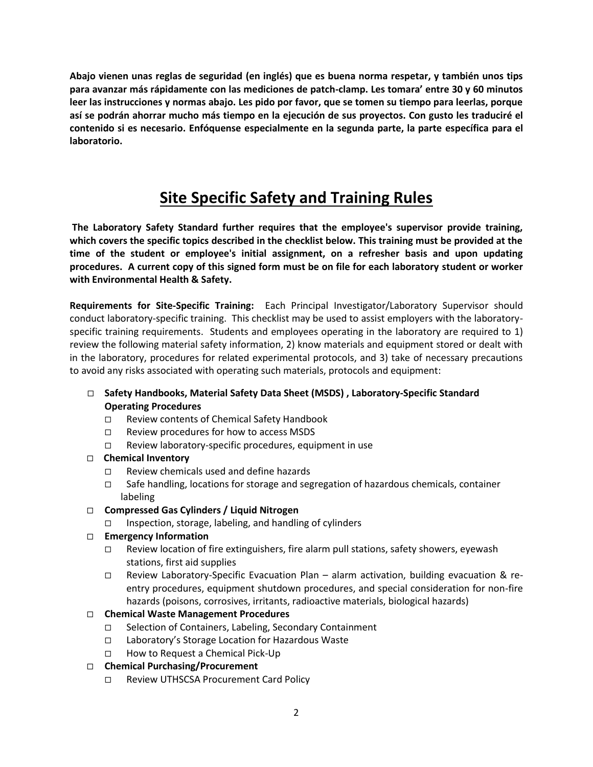**Abajo vienen unas reglas de seguridad (en inglés) que es buena norma respetar, y también unos tips para avanzar más rápidamente con las mediciones de patch-clamp. Les tomara' entre 30 y 60 minutos leer las instrucciones y normas abajo. Les pido por favor, que se tomen su tiempo para leerlas, porque así se podrán ahorrar mucho más tiempo en la ejecución de sus proyectos. Con gusto les traduciré el contenido si es necesario. Enfóquense especialmente en la segunda parte, la parte específica para el laboratorio.**

# Site Specific Safety and Training Rules

**The Laboratory Safety Standard further requires that the employee's supervisor provide training, which covers the specific topics described in the checklist below. This training must be provided at the time of the student or employee's initial assignment, on a refresher basis and upon updating procedures. A current copy of this signed form must be on file for each laboratory student or worker with Environmental Health & Safety.**

**Requirements for Site-Specific Training:** Each Principal Investigator/Laboratory Supervisor should conduct laboratory-specific training. This checklist may be used to assist employers with the laboratory-specific training requirements. Students and employees operating in the laboratory are required to 1) review the following material safety information, 2) know materials and equipment stored or dealt with in the laboratory, procedures for related experimental protocols, and 3) take of necessary precautions to avoid any risks associated with operating such materials, protocols and equipment:

- ☐ **Safety Handbooks, Material Safety Data Sheet (MSDS) , Laboratory-Specific Standard Operating Procedures**
  - ☐ Review contents of Chemical Safety Handbook
  - ☐ Review procedures for how to access MSDS
  - ☐ Review laboratory-specific procedures, equipment in use
- ☐ **Chemical Inventory**
  - ☐ Review chemicals used and define hazards
  - ☐ Safe handling, locations for storage and segregation of hazardous chemicals, container labeling
- ☐ **Compressed Gas Cylinders / Liquid Nitrogen**
  - ☐ Inspection, storage, labeling, and handling of cylinders
- ☐ **Emergency Information**
  - ☐ Review location of fire extinguishers, fire alarm pull stations, safety showers, eyewash stations, first aid supplies
  - ☐ Review Laboratory-Specific Evacuation Plan – alarm activation, building evacuation & re-entry procedures, equipment shutdown procedures, and special consideration for non-fire hazards (poisons, corrosives, irritants, radioactive materials, biological hazards)
- ☐ **Chemical Waste Management Procedures**
  - ☐ Selection of Containers, Labeling, Secondary Containment
  - ☐ Laboratory's Storage Location for Hazardous Waste
  - ☐ How to Request a Chemical Pick-Up
- ☐ **Chemical Purchasing/Procurement**
  - ☐ Review UTHSCSA Procurement Card Policy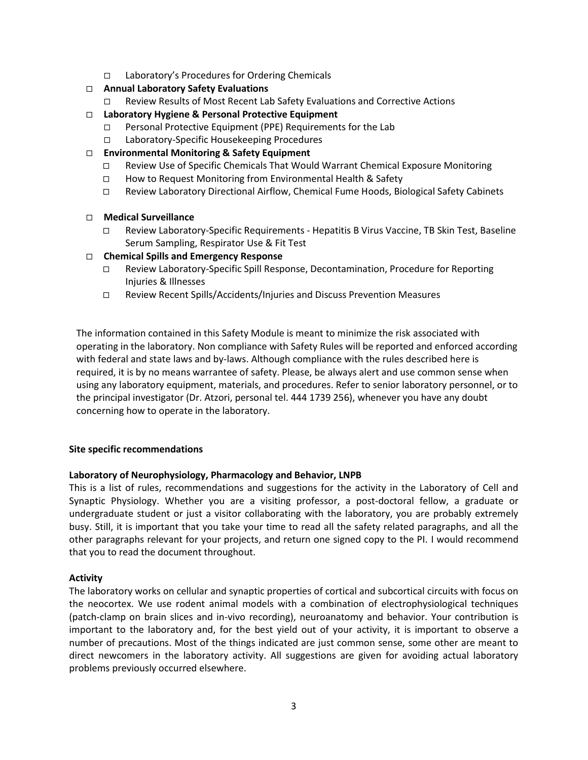- ☐ Laboratory's Procedures for Ordering Chemicals
- ☐ **Annual Laboratory Safety Evaluations**
  - ☐ Review Results of Most Recent Lab Safety Evaluations and Corrective Actions
- ☐ **Laboratory Hygiene & Personal Protective Equipment**
  - ☐ Personal Protective Equipment (PPE) Requirements for the Lab
  - ☐ Laboratory-Specific Housekeeping Procedures
- ☐ **Environmental Monitoring & Safety Equipment**
  - ☐ Review Use of Specific Chemicals That Would Warrant Chemical Exposure Monitoring
  - ☐ How to Request Monitoring from Environmental Health & Safety
  - ☐ Review Laboratory Directional Airflow, Chemical Fume Hoods, Biological Safety Cabinets
- ☐ **Medical Surveillance**
  - ☐ Review Laboratory-Specific Requirements - Hepatitis B Virus Vaccine, TB Skin Test, Baseline Serum Sampling, Respirator Use & Fit Test
- ☐ **Chemical Spills and Emergency Response**
  - ☐ Review Laboratory-Specific Spill Response, Decontamination, Procedure for Reporting Injuries & Illnesses
  - ☐ Review Recent Spills/Accidents/Injuries and Discuss Prevention Measures

The information contained in this Safety Module is meant to minimize the risk associated with operating in the laboratory. Non compliance with Safety Rules will be reported and enforced according with federal and state laws and by-laws. Although compliance with the rules described here is required, it is by no means warrantee of safety. Please, be always alert and use common sense when using any laboratory equipment, materials, and procedures. Refer to senior laboratory personnel, or to the principal investigator (Dr. Atzori, personal tel. 444 1739 256), whenever you have any doubt concerning how to operate in the laboratory.

**Site specific recommendations**

**Laboratory of Neurophysiology, Pharmacology and Behavior, LNPB**

This is a list of rules, recommendations and suggestions for the activity in the Laboratory of Cell and Synaptic Physiology. Whether you are a visiting professor, a post-doctoral fellow, a graduate or undergraduate student or just a visitor collaborating with the laboratory, you are probably extremely busy. Still, it is important that you take your time to read all the safety related paragraphs, and all the other paragraphs relevant for your projects, and return one signed copy to the PI. I would recommend that you to read the document throughout.

**Activity**

The laboratory works on cellular and synaptic properties of cortical and subcortical circuits with focus on the neocortex. We use rodent animal models with a combination of electrophysiological techniques (patch-clamp on brain slices and in-vivo recording), neuroanatomy and behavior. Your contribution is important to the laboratory and, for the best yield out of your activity, it is important to observe a number of precautions. Most of the things indicated are just common sense, some other are meant to direct newcomers in the laboratory activity. All suggestions are given for avoiding actual laboratory problems previously occurred elsewhere.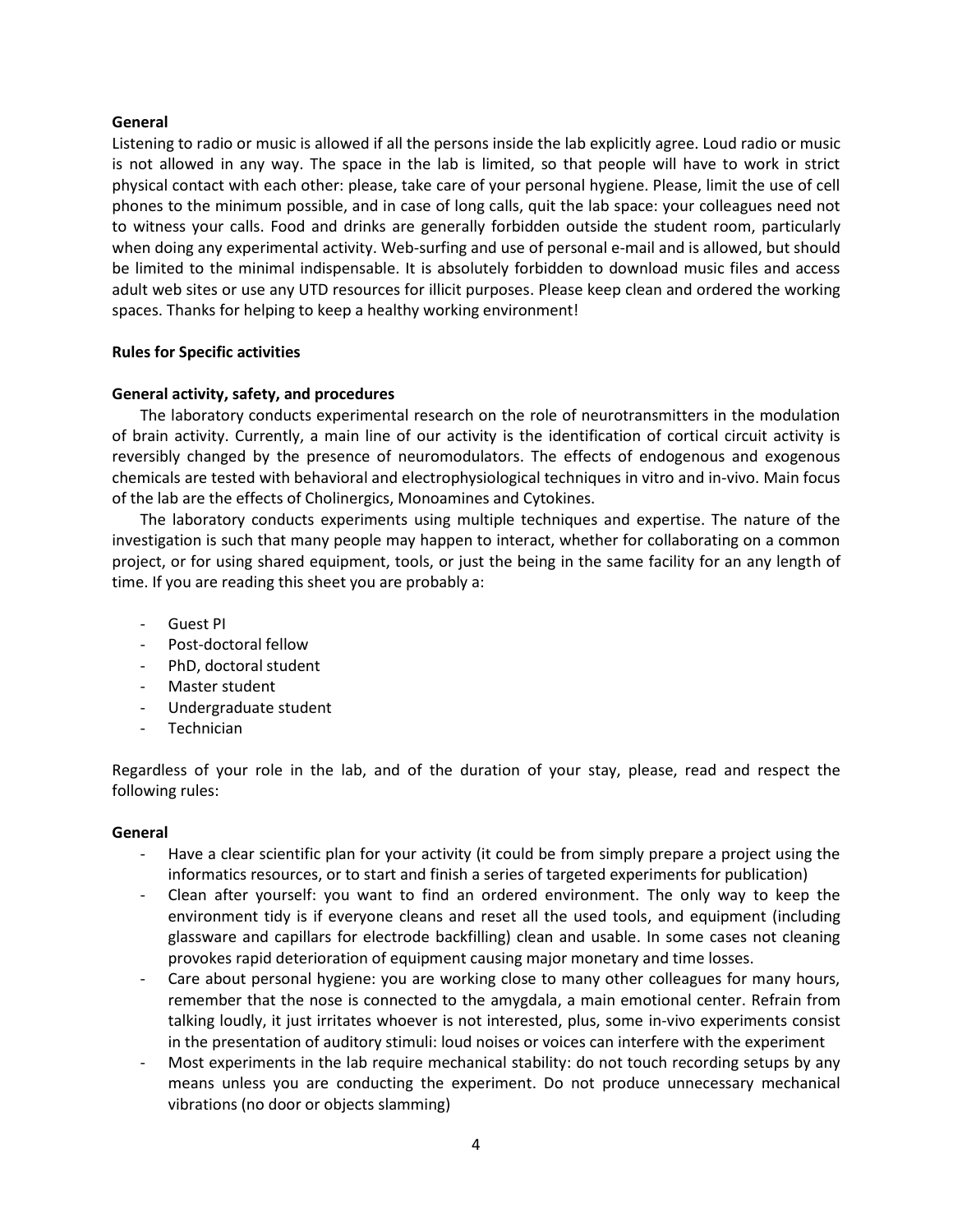**General**

Listening to radio or music is allowed if all the persons inside the lab explicitly agree. Loud radio or music is not allowed in any way. The space in the lab is limited, so that people will have to work in strict physical contact with each other: please, take care of your personal hygiene. Please, limit the use of cell phones to the minimum possible, and in case of long calls, quit the lab space: your colleagues need not to witness your calls. Food and drinks are generally forbidden outside the student room, particularly when doing any experimental activity. Web-surfing and use of personal e-mail and is allowed, but should be limited to the minimal indispensable. It is absolutely forbidden to download music files and access adult web sites or use any UTD resources for illicit purposes. Please keep clean and ordered the working spaces. Thanks for helping to keep a healthy working environment!

**Rules for Specific activities**

**General activity, safety, and procedures**

The laboratory conducts experimental research on the role of neurotransmitters in the modulation of brain activity. Currently, a main line of our activity is the identification of cortical circuit activity is reversibly changed by the presence of neuromodulators. The effects of endogenous and exogenous chemicals are tested with behavioral and electrophysiological techniques in vitro and in-vivo. Main focus of the lab are the effects of Cholinergics, Monoamines and Cytokines.

The laboratory conducts experiments using multiple techniques and expertise. The nature of the investigation is such that many people may happen to interact, whether for collaborating on a common project, or for using shared equipment, tools, or just the being in the same facility for an any length of time. If you are reading this sheet you are probably a:

- Guest PI
- Post-doctoral fellow
- PhD, doctoral student
- Master student
- Undergraduate student
- Technician

Regardless of your role in the lab, and of the duration of your stay, please, read and respect the following rules:

**General**

- Have a clear scientific plan for your activity (it could be from simply prepare a project using the informatics resources, or to start and finish a series of targeted experiments for publication)
- Clean after yourself: you want to find an ordered environment. The only way to keep the environment tidy is if everyone cleans and reset all the used tools, and equipment (including glassware and capillars for electrode backfilling) clean and usable. In some cases not cleaning provokes rapid deterioration of equipment causing major monetary and time losses.
- Care about personal hygiene: you are working close to many other colleagues for many hours, remember that the nose is connected to the amygdala, a main emotional center. Refrain from talking loudly, it just irritates whoever is not interested, plus, some in-vivo experiments consist in the presentation of auditory stimuli: loud noises or voices can interfere with the experiment
- Most experiments in the lab require mechanical stability: do not touch recording setups by any means unless you are conducting the experiment. Do not produce unnecessary mechanical vibrations (no door or objects slamming)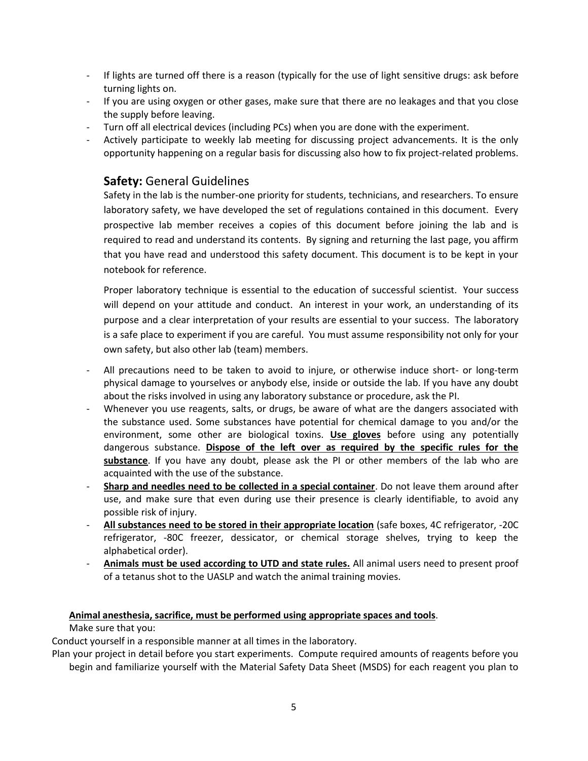- If lights are turned off there is a reason (typically for the use of light sensitive drugs: ask before turning lights on.
- If you are using oxygen or other gases, make sure that there are no leakages and that you close the supply before leaving.
- Turn off all electrical devices (including PCs) when you are done with the experiment.
- Actively participate to weekly lab meeting for discussing project advancements. It is the only opportunity happening on a regular basis for discussing also how to fix project-related problems.

## **Safety:** General Guidelines

Safety in the lab is the number-one priority for students, technicians, and researchers. To ensure laboratory safety, we have developed the set of regulations contained in this document. Every prospective lab member receives a copies of this document before joining the lab and is required to read and understand its contents. By signing and returning the last page, you affirm that you have read and understood this safety document. This document is to be kept in your notebook for reference.

Proper laboratory technique is essential to the education of successful scientist. Your success will depend on your attitude and conduct. An interest in your work, an understanding of its purpose and a clear interpretation of your results are essential to your success. The laboratory is a safe place to experiment if you are careful. You must assume responsibility not only for your own safety, but also other lab (team) members.

- All precautions need to be taken to avoid to injure, or otherwise induce short- or long-term physical damage to yourselves or anybody else, inside or outside the lab. If you have any doubt about the risks involved in using any laboratory substance or procedure, ask the PI.
- Whenever you use reagents, salts, or drugs, be aware of what are the dangers associated with the substance used. Some substances have potential for chemical damage to you and/or the environment, some other are biological toxins. **Use gloves** before using any potentially dangerous substance. **Dispose of the left over as required by the specific rules for the substance**. If you have any doubt, please ask the PI or other members of the lab who are acquainted with the use of the substance.
- **Sharp and needles need to be collected in a special container**. Do not leave them around after use, and make sure that even during use their presence is clearly identifiable, to avoid any possible risk of injury.
- **All substances need to be stored in their appropriate location** (safe boxes, 4C refrigerator, -20C refrigerator, -80C freezer, dessicator, or chemical storage shelves, trying to keep the alphabetical order).
- **Animals must be used according to UTD and state rules.** All animal users need to present proof of a tetanus shot to the UASLP and watch the animal training movies.

**Animal anesthesia, sacrifice, must be performed using appropriate spaces and tools**.

Make sure that you:

Conduct yourself in a responsible manner at all times in the laboratory.

Plan your project in detail before you start experiments. Compute required amounts of reagents before you begin and familiarize yourself with the Material Safety Data Sheet (MSDS) for each reagent you plan to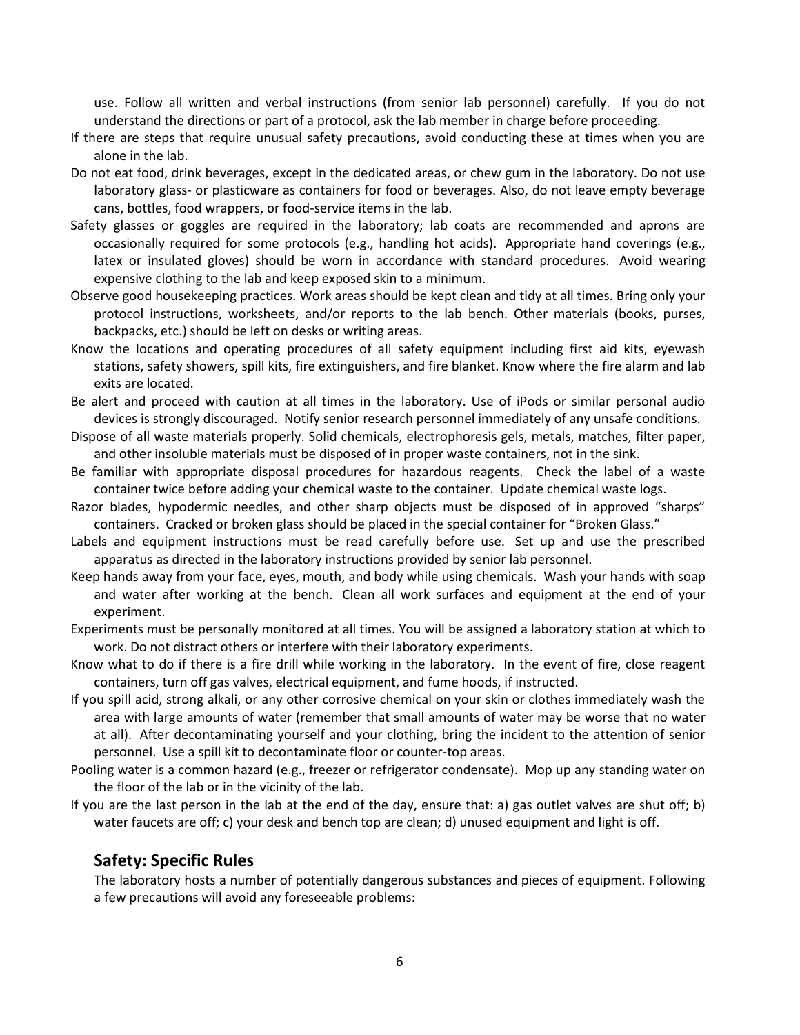use. Follow all written and verbal instructions (from senior lab personnel) carefully. If you do not understand the directions or part of a protocol, ask the lab member in charge before proceeding.

If there are steps that require unusual safety precautions, avoid conducting these at times when you are alone in the lab.

Do not eat food, drink beverages, except in the dedicated areas, or chew gum in the laboratory. Do not use laboratory glass- or plasticware as containers for food or beverages. Also, do not leave empty beverage cans, bottles, food wrappers, or food-service items in the lab.

Safety glasses or goggles are required in the laboratory; lab coats are recommended and aprons are occasionally required for some protocols (e.g., handling hot acids). Appropriate hand coverings (e.g., latex or insulated gloves) should be worn in accordance with standard procedures. Avoid wearing expensive clothing to the lab and keep exposed skin to a minimum.

Observe good housekeeping practices. Work areas should be kept clean and tidy at all times. Bring only your protocol instructions, worksheets, and/or reports to the lab bench. Other materials (books, purses, backpacks, etc.) should be left on desks or writing areas.

Know the locations and operating procedures of all safety equipment including first aid kits, eyewash stations, safety showers, spill kits, fire extinguishers, and fire blanket. Know where the fire alarm and lab exits are located.

Be alert and proceed with caution at all times in the laboratory. Use of iPods or similar personal audio devices is strongly discouraged. Notify senior research personnel immediately of any unsafe conditions.

Dispose of all waste materials properly. Solid chemicals, electrophoresis gels, metals, matches, filter paper, and other insoluble materials must be disposed of in proper waste containers, not in the sink.

Be familiar with appropriate disposal procedures for hazardous reagents. Check the label of a waste container twice before adding your chemical waste to the container. Update chemical waste logs.

Razor blades, hypodermic needles, and other sharp objects must be disposed of in approved "sharps" containers. Cracked or broken glass should be placed in the special container for "Broken Glass."

Labels and equipment instructions must be read carefully before use. Set up and use the prescribed apparatus as directed in the laboratory instructions provided by senior lab personnel.

Keep hands away from your face, eyes, mouth, and body while using chemicals. Wash your hands with soap and water after working at the bench. Clean all work surfaces and equipment at the end of your experiment.

Experiments must be personally monitored at all times. You will be assigned a laboratory station at which to work. Do not distract others or interfere with their laboratory experiments.

Know what to do if there is a fire drill while working in the laboratory. In the event of fire, close reagent containers, turn off gas valves, electrical equipment, and fume hoods, if instructed.

If you spill acid, strong alkali, or any other corrosive chemical on your skin or clothes immediately wash the area with large amounts of water (remember that small amounts of water may be worse that no water at all). After decontaminating yourself and your clothing, bring the incident to the attention of senior personnel. Use a spill kit to decontaminate floor or counter-top areas.

Pooling water is a common hazard (e.g., freezer or refrigerator condensate). Mop up any standing water on the floor of the lab or in the vicinity of the lab.

If you are the last person in the lab at the end of the day, ensure that: a) gas outlet valves are shut off; b) water faucets are off; c) your desk and bench top are clean; d) unused equipment and light is off.

## Safety: Specific Rules

The laboratory hosts a number of potentially dangerous substances and pieces of equipment. Following a few precautions will avoid any foreseeable problems: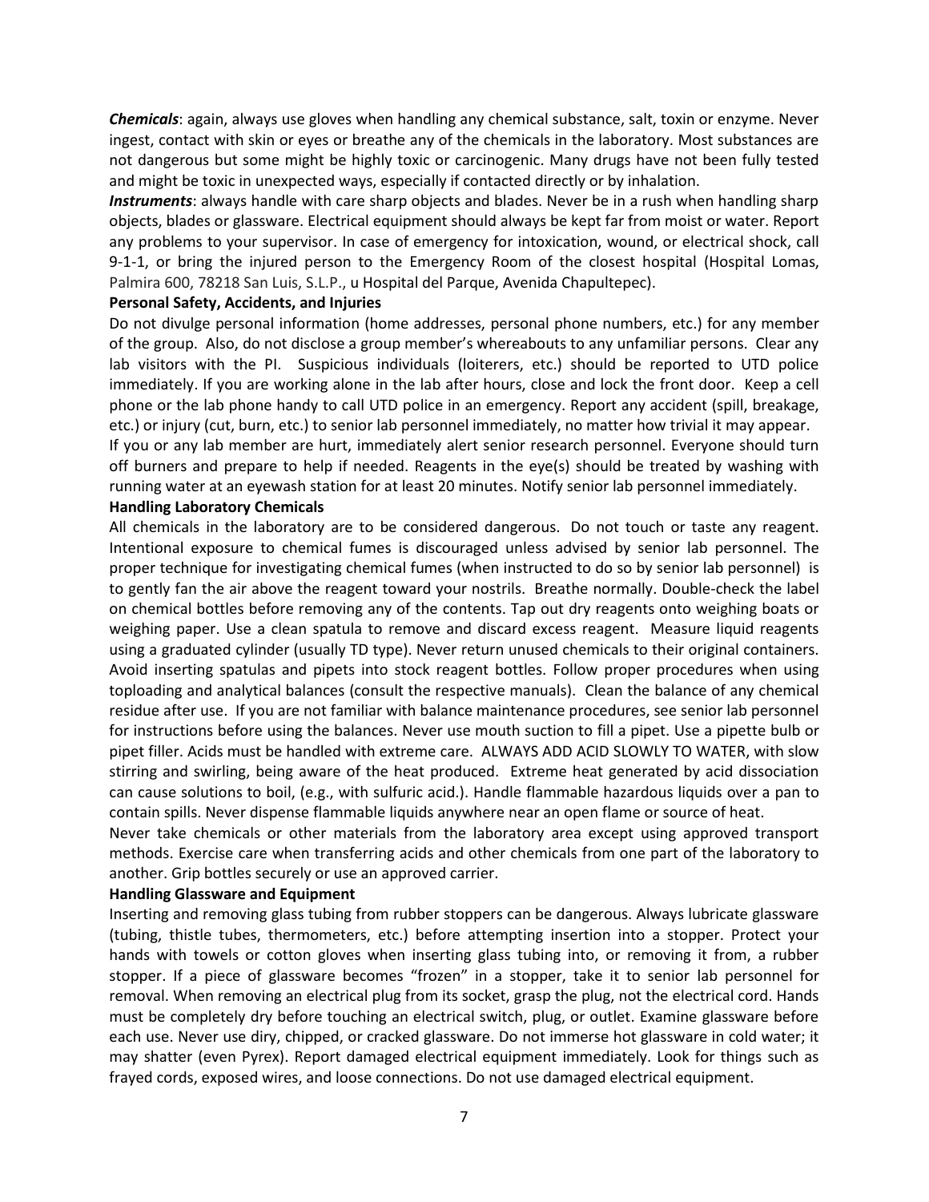***Chemicals***: again, always use gloves when handling any chemical substance, salt, toxin or enzyme. Never ingest, contact with skin or eyes or breathe any of the chemicals in the laboratory. Most substances are not dangerous but some might be highly toxic or carcinogenic. Many drugs have not been fully tested and might be toxic in unexpected ways, especially if contacted directly or by inhalation.

***Instruments***: always handle with care sharp objects and blades. Never be in a rush when handling sharp objects, blades or glassware. Electrical equipment should always be kept far from moist or water. Report any problems to your supervisor. In case of emergency for intoxication, wound, or electrical shock, call 9-1-1, or bring the injured person to the Emergency Room of the closest hospital (Hospital Lomas, Palmira 600, 78218 San Luis, S.L.P., u Hospital del Parque, Avenida Chapultepec).

**Personal Safety, Accidents, and Injuries**

Do not divulge personal information (home addresses, personal phone numbers, etc.) for any member of the group. Also, do not disclose a group member's whereabouts to any unfamiliar persons. Clear any lab visitors with the PI. Suspicious individuals (loiterers, etc.) should be reported to UTD police immediately. If you are working alone in the lab after hours, close and lock the front door. Keep a cell phone or the lab phone handy to call UTD police in an emergency. Report any accident (spill, breakage, etc.) or injury (cut, burn, etc.) to senior lab personnel immediately, no matter how trivial it may appear.

If you or any lab member are hurt, immediately alert senior research personnel. Everyone should turn off burners and prepare to help if needed. Reagents in the eye(s) should be treated by washing with running water at an eyewash station for at least 20 minutes. Notify senior lab personnel immediately.

**Handling Laboratory Chemicals**

All chemicals in the laboratory are to be considered dangerous. Do not touch or taste any reagent. Intentional exposure to chemical fumes is discouraged unless advised by senior lab personnel. The proper technique for investigating chemical fumes (when instructed to do so by senior lab personnel) is to gently fan the air above the reagent toward your nostrils. Breathe normally. Double-check the label on chemical bottles before removing any of the contents. Tap out dry reagents onto weighing boats or weighing paper. Use a clean spatula to remove and discard excess reagent. Measure liquid reagents using a graduated cylinder (usually TD type). Never return unused chemicals to their original containers. Avoid inserting spatulas and pipets into stock reagent bottles. Follow proper procedures when using toploading and analytical balances (consult the respective manuals). Clean the balance of any chemical residue after use. If you are not familiar with balance maintenance procedures, see senior lab personnel for instructions before using the balances. Never use mouth suction to fill a pipet. Use a pipette bulb or pipet filler. Acids must be handled with extreme care. ALWAYS ADD ACID SLOWLY TO WATER, with slow stirring and swirling, being aware of the heat produced. Extreme heat generated by acid dissociation can cause solutions to boil, (e.g., with sulfuric acid.). Handle flammable hazardous liquids over a pan to contain spills. Never dispense flammable liquids anywhere near an open flame or source of heat.

Never take chemicals or other materials from the laboratory area except using approved transport methods. Exercise care when transferring acids and other chemicals from one part of the laboratory to another. Grip bottles securely or use an approved carrier.

**Handling Glassware and Equipment**

Inserting and removing glass tubing from rubber stoppers can be dangerous. Always lubricate glassware (tubing, thistle tubes, thermometers, etc.) before attempting insertion into a stopper. Protect your hands with towels or cotton gloves when inserting glass tubing into, or removing it from, a rubber stopper. If a piece of glassware becomes "frozen" in a stopper, take it to senior lab personnel for removal. When removing an electrical plug from its socket, grasp the plug, not the electrical cord. Hands must be completely dry before touching an electrical switch, plug, or outlet. Examine glassware before each use. Never use diry, chipped, or cracked glassware. Do not immerse hot glassware in cold water; it may shatter (even Pyrex). Report damaged electrical equipment immediately. Look for things such as frayed cords, exposed wires, and loose connections. Do not use damaged electrical equipment.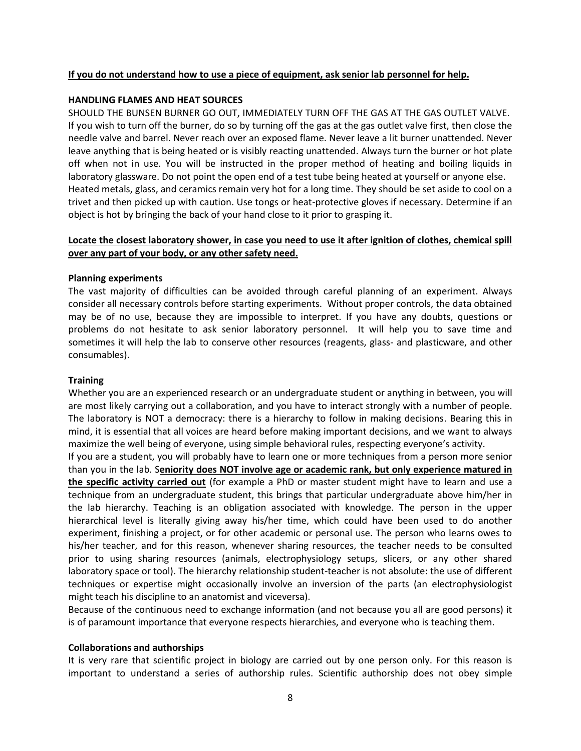**If you do not understand how to use a piece of equipment, ask senior lab personnel for help.**

**HANDLING FLAMES AND HEAT SOURCES**

SHOULD THE BUNSEN BURNER GO OUT, IMMEDIATELY TURN OFF THE GAS AT THE GAS OUTLET VALVE. If you wish to turn off the burner, do so by turning off the gas at the gas outlet valve first, then close the needle valve and barrel. Never reach over an exposed flame. Never leave a lit burner unattended. Never leave anything that is being heated or is visibly reacting unattended. Always turn the burner or hot plate off when not in use. You will be instructed in the proper method of heating and boiling liquids in laboratory glassware. Do not point the open end of a test tube being heated at yourself or anyone else. Heated metals, glass, and ceramics remain very hot for a long time. They should be set aside to cool on a trivet and then picked up with caution. Use tongs or heat-protective gloves if necessary. Determine if an object is hot by bringing the back of your hand close to it prior to grasping it.

**Locate the closest laboratory shower, in case you need to use it after ignition of clothes, chemical spill over any part of your body, or any other safety need.**

**Planning experiments**

The vast majority of difficulties can be avoided through careful planning of an experiment. Always consider all necessary controls before starting experiments. Without proper controls, the data obtained may be of no use, because they are impossible to interpret. If you have any doubts, questions or problems do not hesitate to ask senior laboratory personnel. It will help you to save time and sometimes it will help the lab to conserve other resources (reagents, glass- and plasticware, and other consumables).

**Training**

Whether you are an experienced research or an undergraduate student or anything in between, you will are most likely carrying out a collaboration, and you have to interact strongly with a number of people. The laboratory is NOT a democracy: there is a hierarchy to follow in making decisions. Bearing this in mind, it is essential that all voices are heard before making important decisions, and we want to always maximize the well being of everyone, using simple behavioral rules, respecting everyone's activity.

If you are a student, you will probably have to learn one or more techniques from a person more senior than you in the lab. S**eniority does NOT involve age or academic rank, but only experience matured in the specific activity carried out** (for example a PhD or master student might have to learn and use a technique from an undergraduate student, this brings that particular undergraduate above him/her in the lab hierarchy. Teaching is an obligation associated with knowledge. The person in the upper hierarchical level is literally giving away his/her time, which could have been used to do another experiment, finishing a project, or for other academic or personal use. The person who learns owes to his/her teacher, and for this reason, whenever sharing resources, the teacher needs to be consulted prior to using sharing resources (animals, electrophysiology setups, slicers, or any other shared laboratory space or tool). The hierarchy relationship student-teacher is not absolute: the use of different techniques or expertise might occasionally involve an inversion of the parts (an electrophysiologist might teach his discipline to an anatomist and viceversa).

Because of the continuous need to exchange information (and not because you all are good persons) it is of paramount importance that everyone respects hierarchies, and everyone who is teaching them.

**Collaborations and authorships**

It is very rare that scientific project in biology are carried out by one person only. For this reason is important to understand a series of authorship rules. Scientific authorship does not obey simple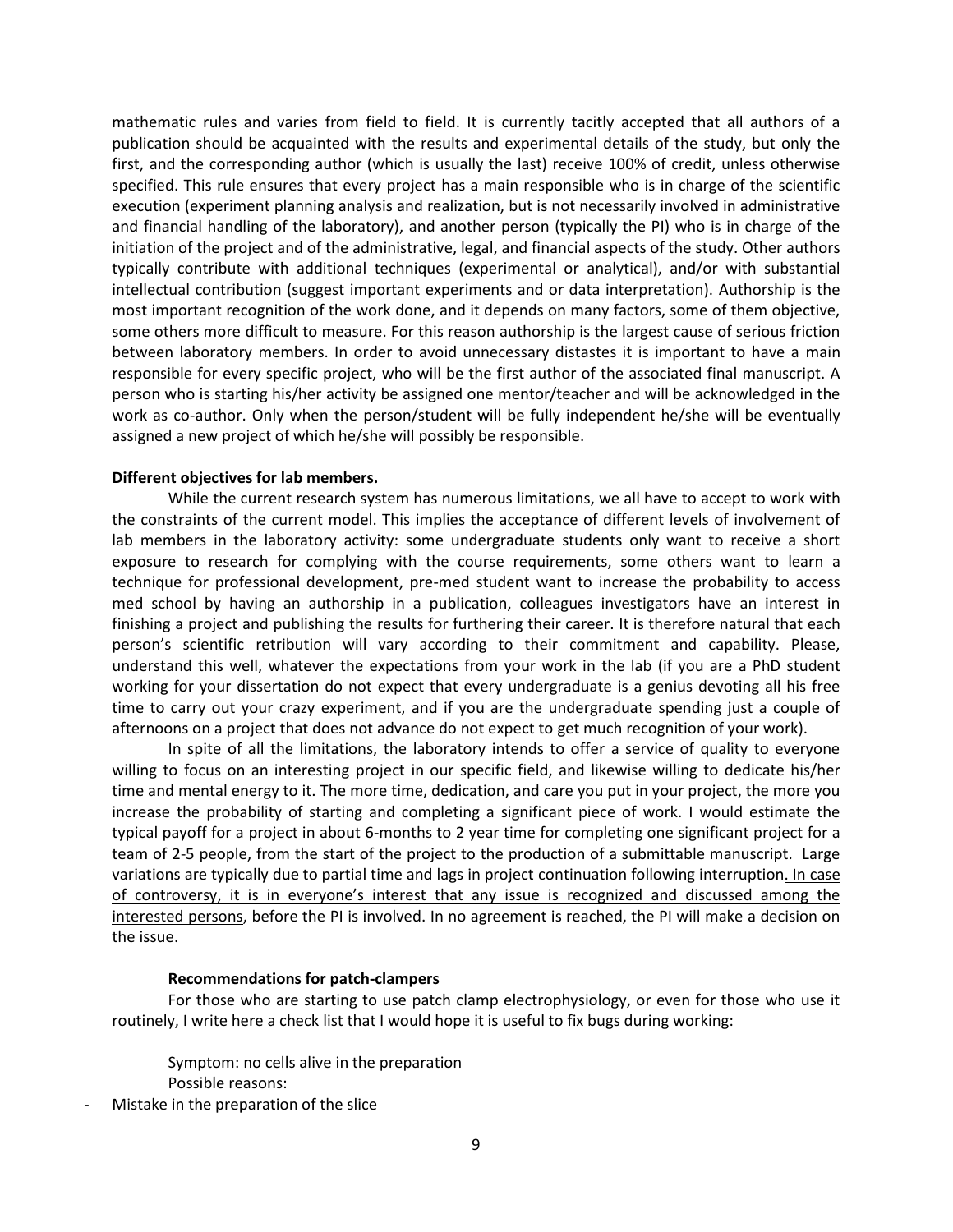mathematic rules and varies from field to field. It is currently tacitly accepted that all authors of a publication should be acquainted with the results and experimental details of the study, but only the first, and the corresponding author (which is usually the last) receive 100% of credit, unless otherwise specified. This rule ensures that every project has a main responsible who is in charge of the scientific execution (experiment planning analysis and realization, but is not necessarily involved in administrative and financial handling of the laboratory), and another person (typically the PI) who is in charge of the initiation of the project and of the administrative, legal, and financial aspects of the study. Other authors typically contribute with additional techniques (experimental or analytical), and/or with substantial intellectual contribution (suggest important experiments and or data interpretation). Authorship is the most important recognition of the work done, and it depends on many factors, some of them objective, some others more difficult to measure. For this reason authorship is the largest cause of serious friction between laboratory members. In order to avoid unnecessary distastes it is important to have a main responsible for every specific project, who will be the first author of the associated final manuscript. A person who is starting his/her activity be assigned one mentor/teacher and will be acknowledged in the work as co-author. Only when the person/student will be fully independent he/she will be eventually assigned a new project of which he/she will possibly be responsible.

**Different objectives for lab members.**

While the current research system has numerous limitations, we all have to accept to work with the constraints of the current model. This implies the acceptance of different levels of involvement of lab members in the laboratory activity: some undergraduate students only want to receive a short exposure to research for complying with the course requirements, some others want to learn a technique for professional development, pre-med student want to increase the probability to access med school by having an authorship in a publication, colleagues investigators have an interest in finishing a project and publishing the results for furthering their career. It is therefore natural that each person's scientific retribution will vary according to their commitment and capability. Please, understand this well, whatever the expectations from your work in the lab (if you are a PhD student working for your dissertation do not expect that every undergraduate is a genius devoting all his free time to carry out your crazy experiment, and if you are the undergraduate spending just a couple of afternoons on a project that does not advance do not expect to get much recognition of your work).

In spite of all the limitations, the laboratory intends to offer a service of quality to everyone willing to focus on an interesting project in our specific field, and likewise willing to dedicate his/her time and mental energy to it. The more time, dedication, and care you put in your project, the more you increase the probability of starting and completing a significant piece of work. I would estimate the typical payoff for a project in about 6-months to 2 year time for completing one significant project for a team of 2-5 people, from the start of the project to the production of a submittable manuscript. Large variations are typically due to partial time and lags in project continuation following interruption. In case of controversy, it is in everyone's interest that any issue is recognized and discussed among the interested persons, before the PI is involved. In no agreement is reached, the PI will make a decision on the issue.

**Recommendations for patch-clampers**

For those who are starting to use patch clamp electrophysiology, or even for those who use it routinely, I write here a check list that I would hope it is useful to fix bugs during working:

Symptom: no cells alive in the preparation

Possible reasons:

- Mistake in the preparation of the slice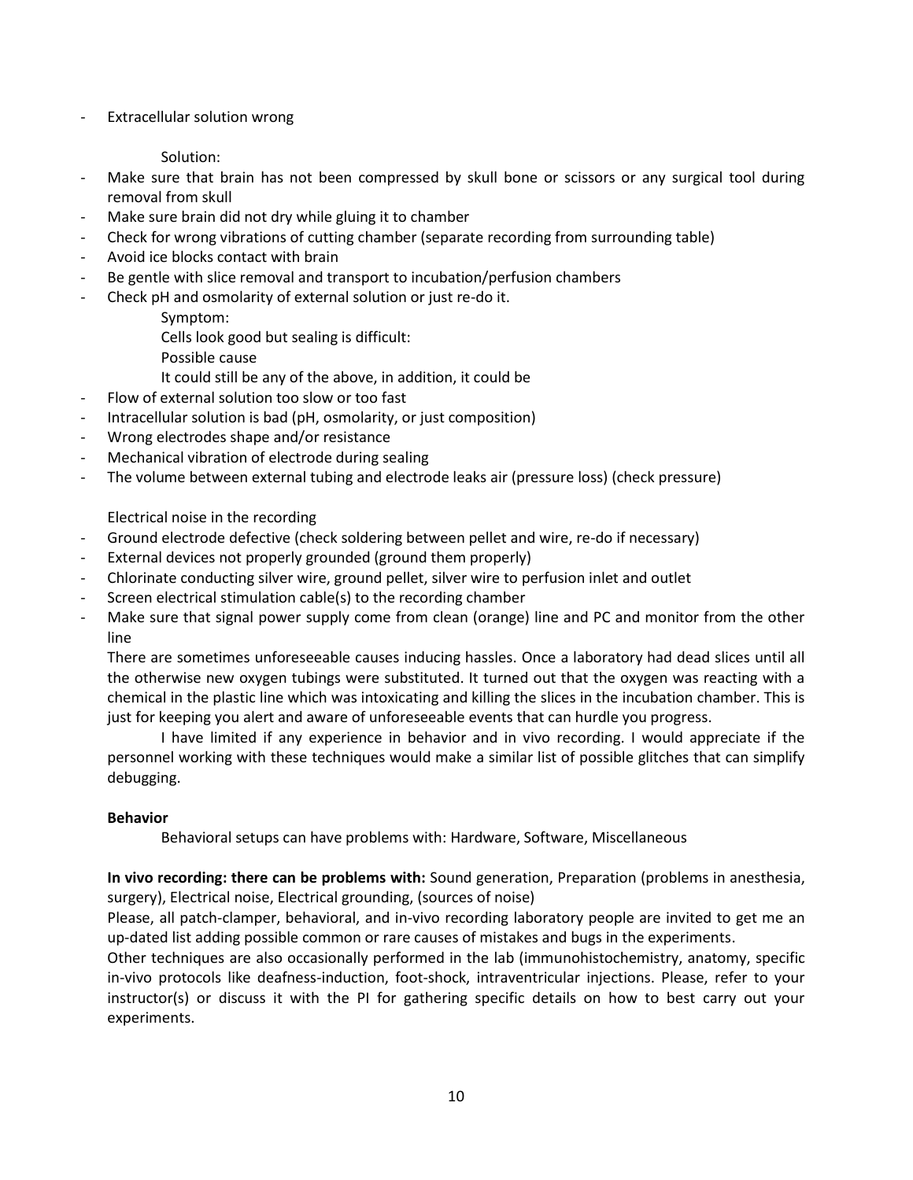- Extracellular solution wrong

Solution:

- Make sure that brain has not been compressed by skull bone or scissors or any surgical tool during removal from skull
- Make sure brain did not dry while gluing it to chamber
- Check for wrong vibrations of cutting chamber (separate recording from surrounding table)
- Avoid ice blocks contact with brain
- Be gentle with slice removal and transport to incubation/perfusion chambers
- Check pH and osmolarity of external solution or just re-do it.

Symptom:

Cells look good but sealing is difficult:

Possible cause

It could still be any of the above, in addition, it could be

- Flow of external solution too slow or too fast
- Intracellular solution is bad (pH, osmolarity, or just composition)
- Wrong electrodes shape and/or resistance
- Mechanical vibration of electrode during sealing
- The volume between external tubing and electrode leaks air (pressure loss) (check pressure)

Electrical noise in the recording

- Ground electrode defective (check soldering between pellet and wire, re-do if necessary)
- External devices not properly grounded (ground them properly)
- Chlorinate conducting silver wire, ground pellet, silver wire to perfusion inlet and outlet
- Screen electrical stimulation cable(s) to the recording chamber
- Make sure that signal power supply come from clean (orange) line and PC and monitor from the other line

There are sometimes unforeseeable causes inducing hassles. Once a laboratory had dead slices until all the otherwise new oxygen tubings were substituted. It turned out that the oxygen was reacting with a chemical in the plastic line which was intoxicating and killing the slices in the incubation chamber. This is just for keeping you alert and aware of unforeseeable events that can hurdle you progress.

I have limited if any experience in behavior and in vivo recording. I would appreciate if the personnel working with these techniques would make a similar list of possible glitches that can simplify debugging.

**Behavior**

Behavioral setups can have problems with: Hardware, Software, Miscellaneous

**In vivo recording: there can be problems with:** Sound generation, Preparation (problems in anesthesia, surgery), Electrical noise, Electrical grounding, (sources of noise)

Please, all patch-clamper, behavioral, and in-vivo recording laboratory people are invited to get me an up-dated list adding possible common or rare causes of mistakes and bugs in the experiments.

Other techniques are also occasionally performed in the lab (immunohistochemistry, anatomy, specific in-vivo protocols like deafness-induction, foot-shock, intraventricular injections. Please, refer to your instructor(s) or discuss it with the PI for gathering specific details on how to best carry out your experiments.